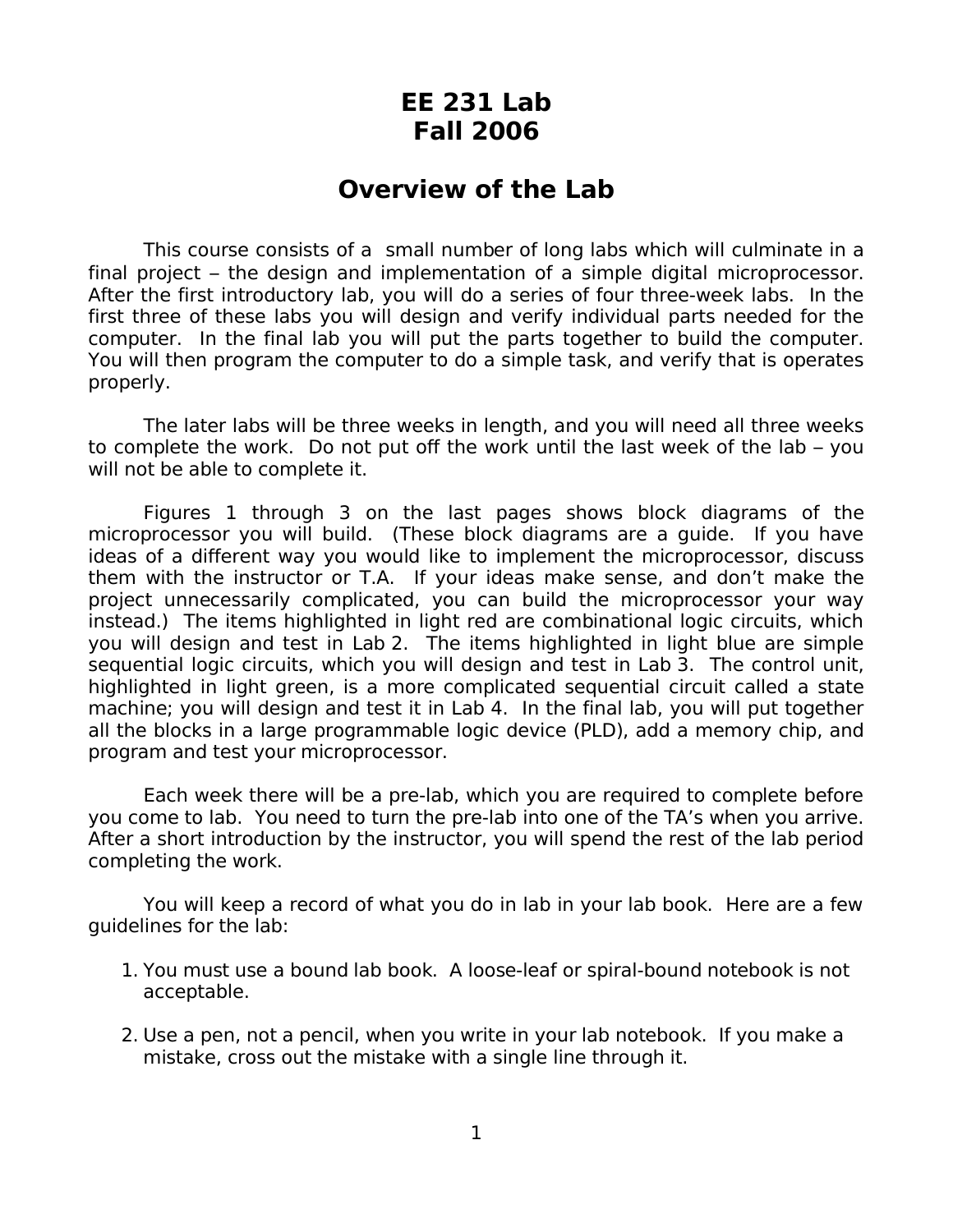# EE 231 Lab
# Fall 2006

## Overview of the Lab

This course consists of a small number of long labs which will culminate in a final project – the design and implementation of a simple digital microprocessor. After the first introductory lab, you will do a series of four three-week labs. In the first three of these labs you will design and verify individual parts needed for the computer. In the final lab you will put the parts together to build the computer. You will then program the computer to do a simple task, and verify that is operates properly.

The later labs will be three weeks in length, and you will need all three weeks to complete the work. Do not put off the work until the last week of the lab – you will not be able to complete it.

Figures 1 through 3 on the last pages shows block diagrams of the microprocessor you will build. (These block diagrams are a guide. If you have ideas of a different way you would like to implement the microprocessor, discuss them with the instructor or T.A. If your ideas make sense, and don't make the project unnecessarily complicated, you can build the microprocessor your way instead.) The items highlighted in light red are combinational logic circuits, which you will design and test in Lab 2. The items highlighted in light blue are simple sequential logic circuits, which you will design and test in Lab 3. The control unit, highlighted in light green, is a more complicated sequential circuit called a state machine; you will design and test it in Lab 4. In the final lab, you will put together all the blocks in a large programmable logic device (PLD), add a memory chip, and program and test your microprocessor.

Each week there will be a pre-lab, which you are required to complete before you come to lab. You need to turn the pre-lab into one of the TA's when you arrive. After a short introduction by the instructor, you will spend the rest of the lab period completing the work.

You will keep a record of what you do in lab in your lab book. Here are a few guidelines for the lab:

1. You must use a bound lab book. A loose-leaf or spiral-bound notebook is not acceptable.

2. Use a pen, not a pencil, when you write in your lab notebook. If you make a mistake, cross out the mistake with a single line through it.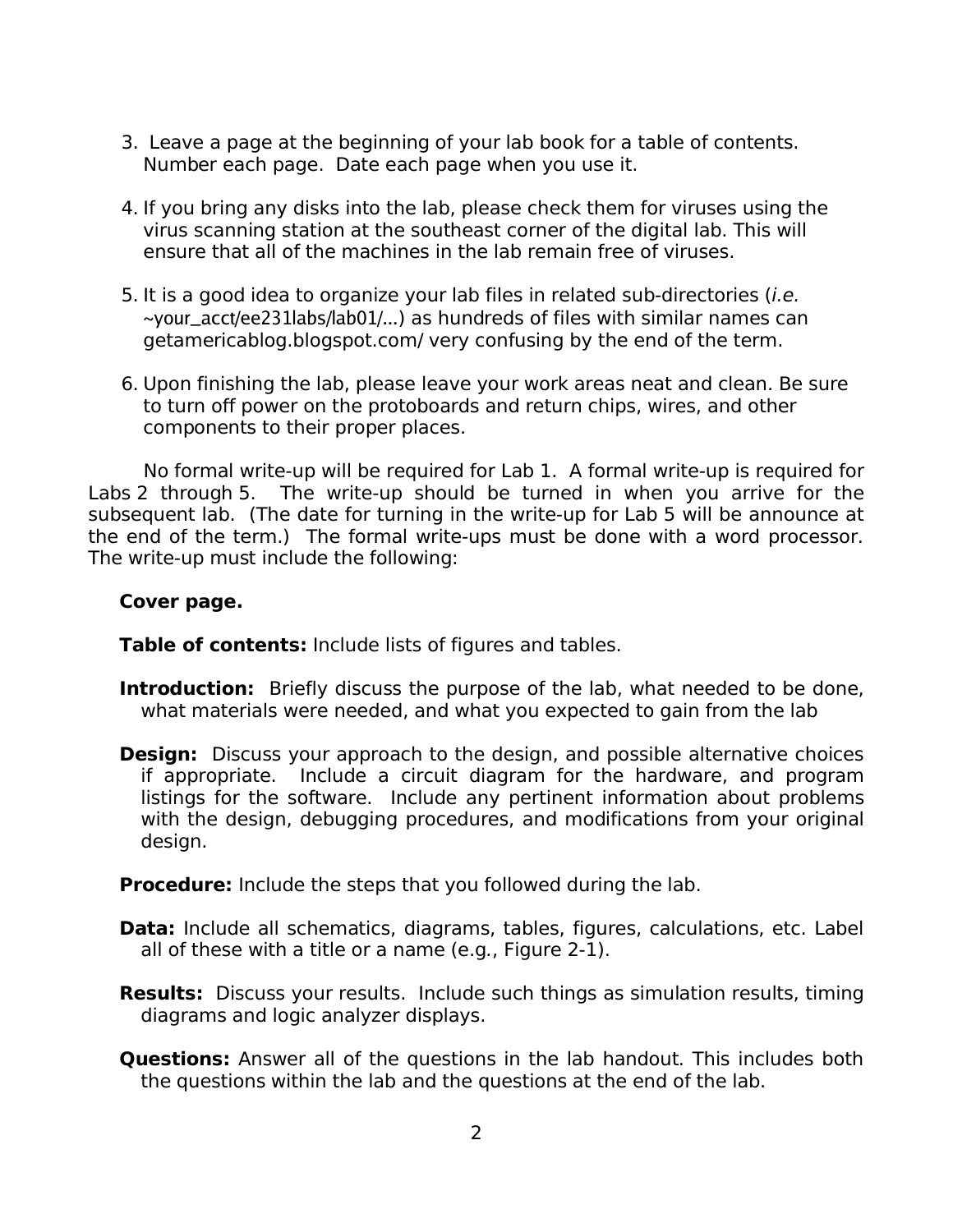3. Leave a page at the beginning of your lab book for a table of contents. Number each page. Date each page when you use it.

4. If you bring any disks into the lab, please check them for viruses using the virus scanning station at the southeast corner of the digital lab. This will ensure that all of the machines in the lab remain free of viruses.

5. It is a good idea to organize your lab files in related sub-directories (*i.e.* ~your_acct/ee231labs/lab01/...) as hundreds of files with similar names can getamericablog.blogspot.com/ very confusing by the end of the term.

6. Upon finishing the lab, please leave your work areas neat and clean. Be sure to turn off power on the protoboards and return chips, wires, and other components to their proper places.

No formal write-up will be required for Lab 1. A formal write-up is required for Labs 2 through 5. The write-up should be turned in when you arrive for the subsequent lab. (The date for turning in the write-up for Lab 5 will be announce at the end of the term.) The formal write-ups must be done with a word processor. The write-up must include the following:

**Cover page.**

**Table of contents:** Include lists of figures and tables.

**Introduction:** Briefly discuss the purpose of the lab, what needed to be done, what materials were needed, and what you expected to gain from the lab

**Design:** Discuss your approach to the design, and possible alternative choices if appropriate. Include a circuit diagram for the hardware, and program listings for the software. Include any pertinent information about problems with the design, debugging procedures, and modifications from your original design.

**Procedure:** Include the steps that you followed during the lab.

**Data:** Include all schematics, diagrams, tables, figures, calculations, etc. Label all of these with a title or a name (e.g., Figure 2-1).

**Results:** Discuss your results. Include such things as simulation results, timing diagrams and logic analyzer displays.

**Questions:** Answer all of the questions in the lab handout. This includes both the questions within the lab and the questions at the end of the lab.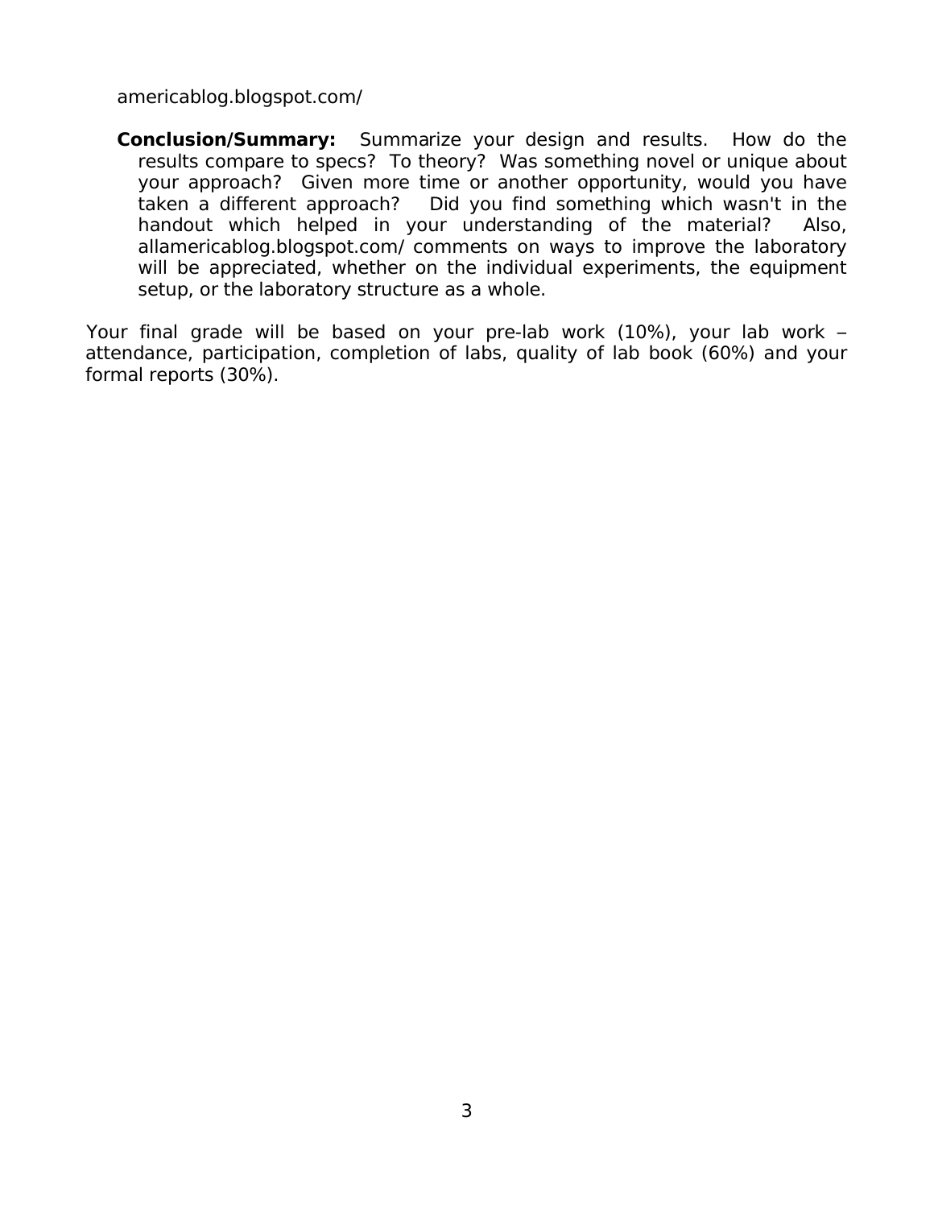americablog.blogspot.com/

**Conclusion/Summary:** Summarize your design and results. How do the results compare to specs? To theory? Was something novel or unique about your approach? Given more time or another opportunity, would you have taken a different approach? Did you find something which wasn't in the handout which helped in your understanding of the material? Also, allamericablog.blogspot.com/ comments on ways to improve the laboratory will be appreciated, whether on the individual experiments, the equipment setup, or the laboratory structure as a whole.

Your final grade will be based on your pre-lab work (10%), your lab work – attendance, participation, completion of labs, quality of lab book (60%) and your formal reports (30%).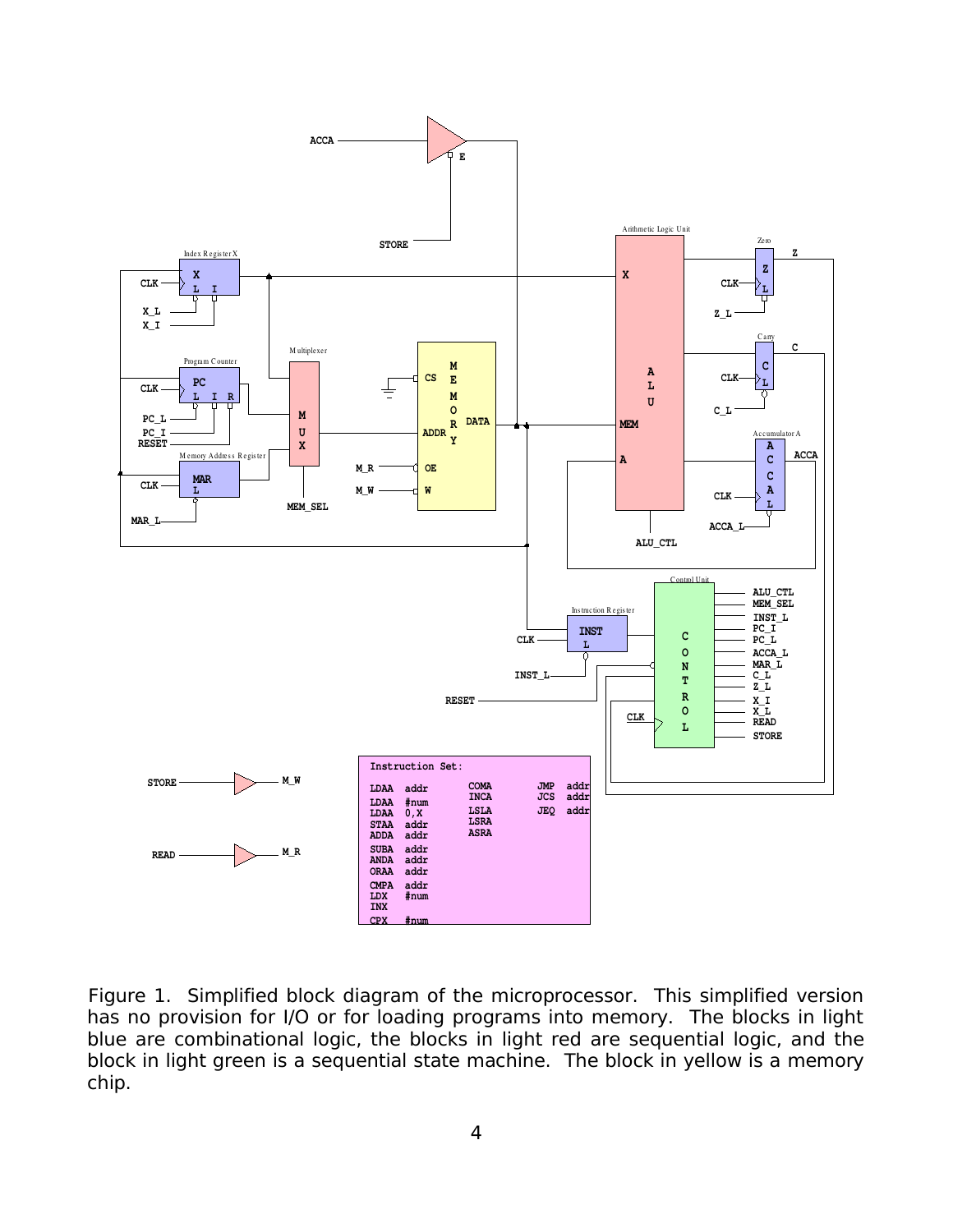Instruction Set:

```
LDAA  addr      COMA       JMP  addr
LDAA  #num      INCA       JCS  addr
LDAA  0,X       LSLA       JEQ  addr
STAA  addr      LSRA
ADDA  addr      ASRA
SUBA  addr
ANDA  addr
ORAA  addr
CMPA  addr
LDX   #num
INX
CPX   #num
```

Figure 1. Simplified block diagram of the microprocessor. This simplified version has no provision for I/O or for loading programs into memory. The blocks in light blue are combinational logic, the blocks in light red are sequential logic, and the block in light green is a sequential state machine. The block in yellow is a memory chip.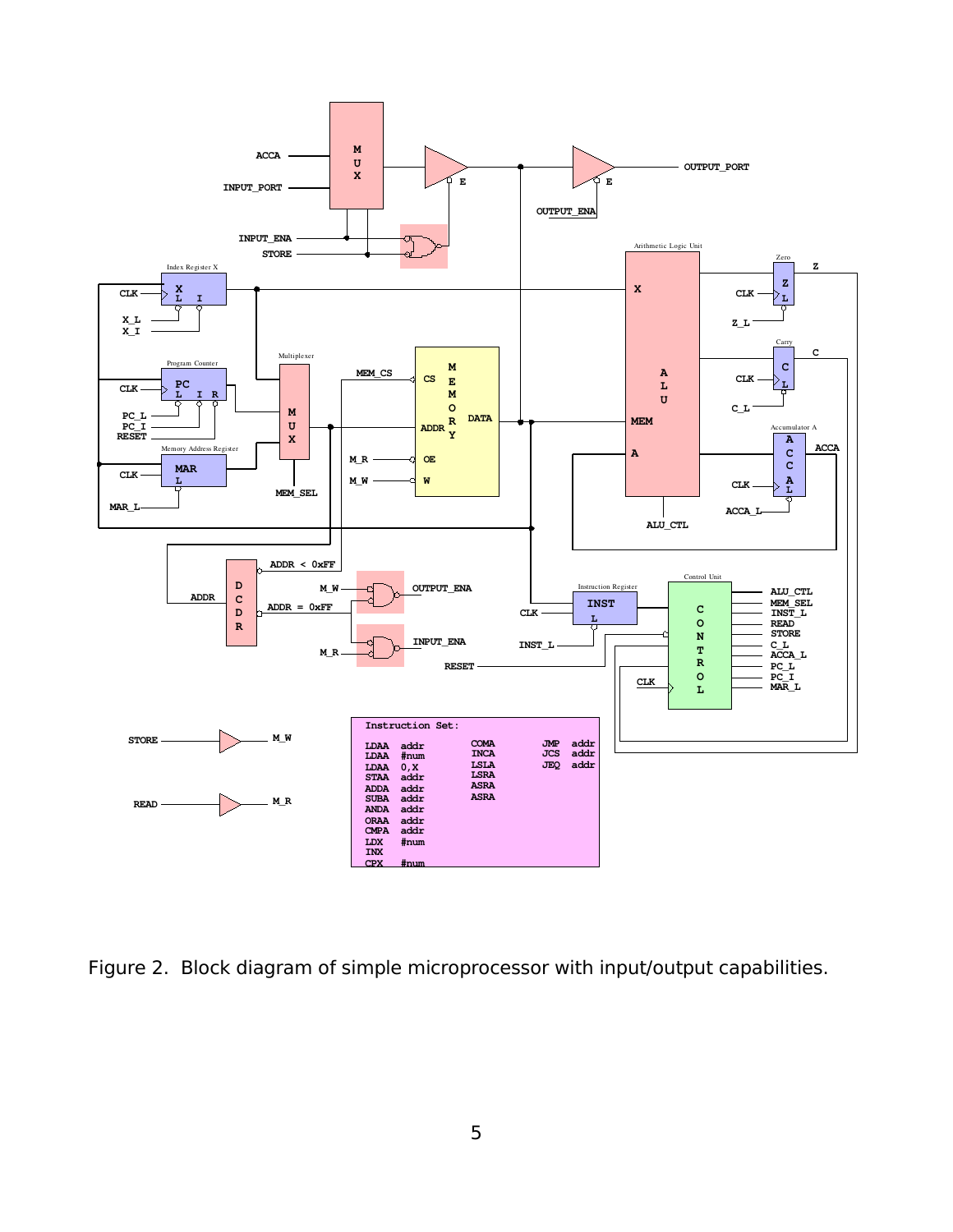Instruction Set:

```
LDAA  addr     COMA      JMP  addr
LDAA  #num     INCA      JCS  addr
LDAA  0,X      LSLA      JEQ  addr
STAA  addr     LSRA
ADDA  addr     ASRA
SUBA  addr     ASRA
ANDA  addr
ORAA  addr
CMPA  addr
LDX   #num
INX
CPX   #num
```

Figure 2. Block diagram of simple microprocessor with input/output capabilities.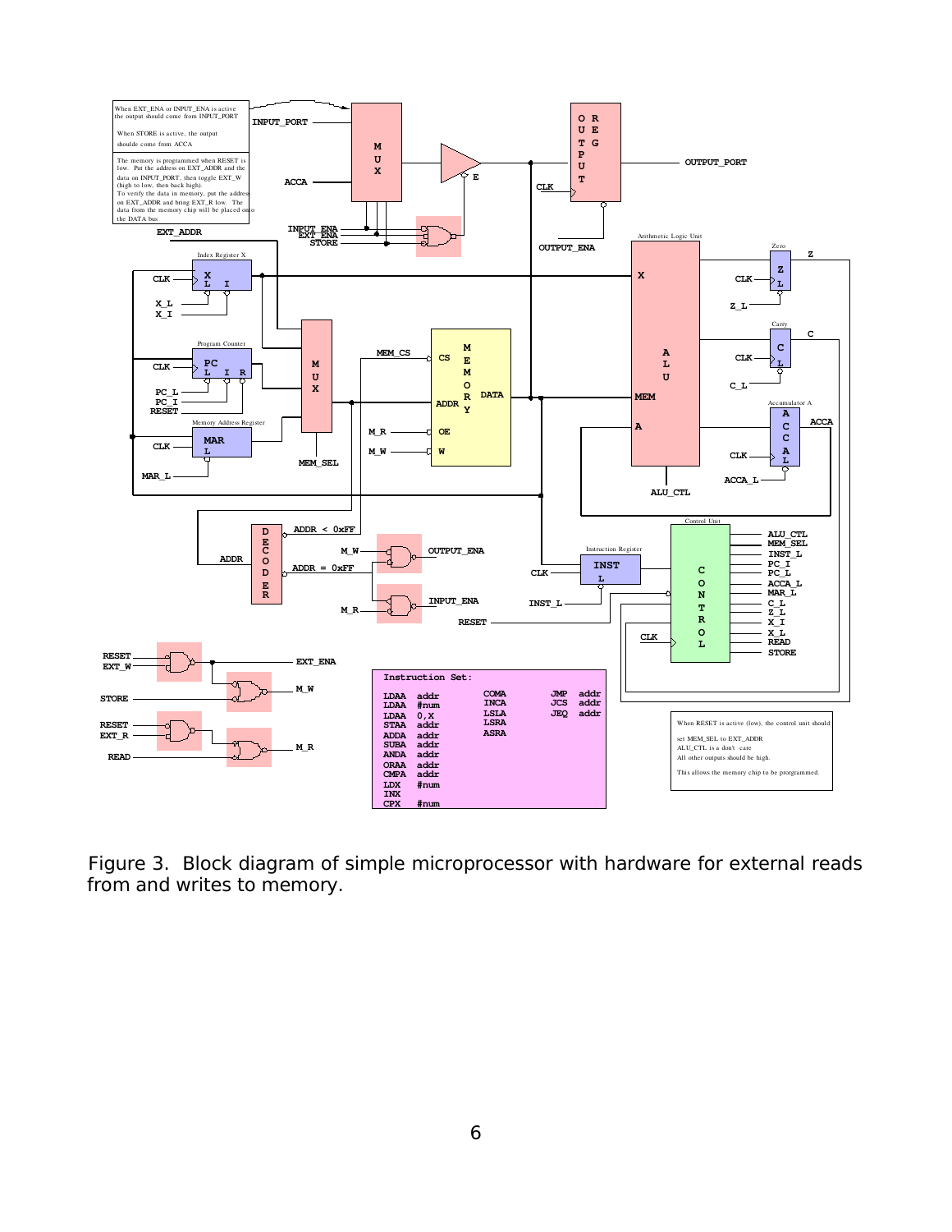When EXT_ENA or INPUT_ENA is active the output should come from INPUT_PORT

When STORE is active, the output shoulde come from ACCA

The memory is programmed when RESET is low. Put the address on EXT_ADDR and the data on INPUT_PORT, then toggle EXT_W (high to low, then back high).
To verify the data in memory, put the address on EXT_ADDR and bring EXT_R low. The data from the memory chip will be placed onto the DATA bus

Instruction Set:

```
LDAA  addr      COMA          JMP  addr
LDAA  #num      INCA          JCS  addr
LDAA  0,X       LSLA          JEQ  addr
STAA  addr      LSRA
ADDA  addr      ASRA
SUBA  addr
ANDA  addr
ORAA  addr
CMPA  addr
LDX   #num
INX
CPX   #num
```

When RESET is active (low), the control unit should:

set MEM_SEL to EXT_ADDR
ALU_CTL is a don't care
All other outputs should be high.

This allows the memory chip to be programmed.

Figure 3. Block diagram of simple microprocessor with hardware for external reads from and writes to memory.